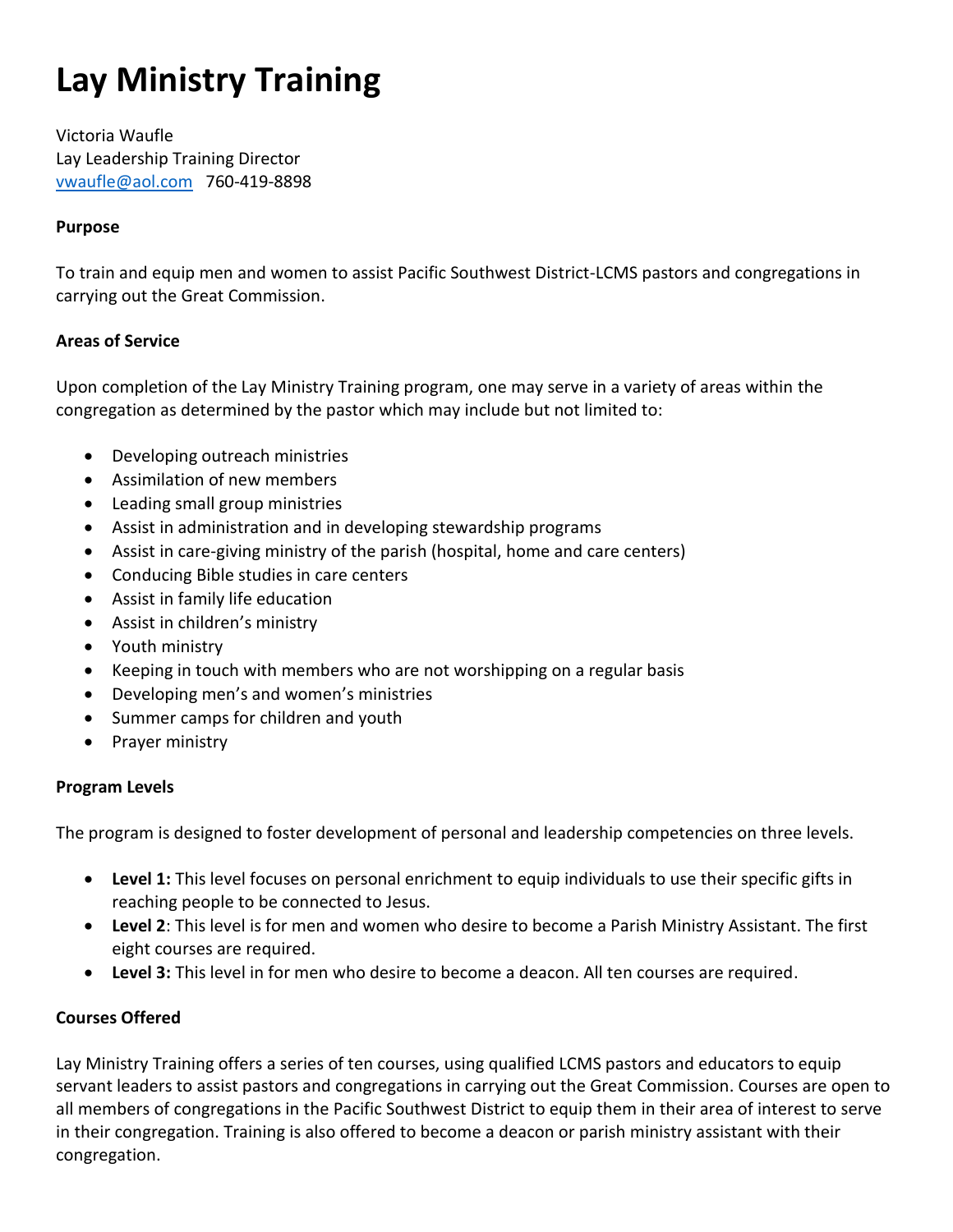# Lay Ministry Training

Victoria Waufle
Lay Leadership Training Director
vwaufle@aol.com 760-419-8898

**Purpose**

To train and equip men and women to assist Pacific Southwest District-LCMS pastors and congregations in carrying out the Great Commission.

**Areas of Service**

Upon completion of the Lay Ministry Training program, one may serve in a variety of areas within the congregation as determined by the pastor which may include but not limited to:

- Developing outreach ministries
- Assimilation of new members
- Leading small group ministries
- Assist in administration and in developing stewardship programs
- Assist in care-giving ministry of the parish (hospital, home and care centers)
- Conducing Bible studies in care centers
- Assist in family life education
- Assist in children's ministry
- Youth ministry
- Keeping in touch with members who are not worshipping on a regular basis
- Developing men's and women's ministries
- Summer camps for children and youth
- Prayer ministry

**Program Levels**

The program is designed to foster development of personal and leadership competencies on three levels.

- **Level 1:** This level focuses on personal enrichment to equip individuals to use their specific gifts in reaching people to be connected to Jesus.
- **Level 2**: This level is for men and women who desire to become a Parish Ministry Assistant. The first eight courses are required.
- **Level 3:** This level in for men who desire to become a deacon. All ten courses are required.

**Courses Offered**

Lay Ministry Training offers a series of ten courses, using qualified LCMS pastors and educators to equip servant leaders to assist pastors and congregations in carrying out the Great Commission. Courses are open to all members of congregations in the Pacific Southwest District to equip them in their area of interest to serve in their congregation. Training is also offered to become a deacon or parish ministry assistant with their congregation.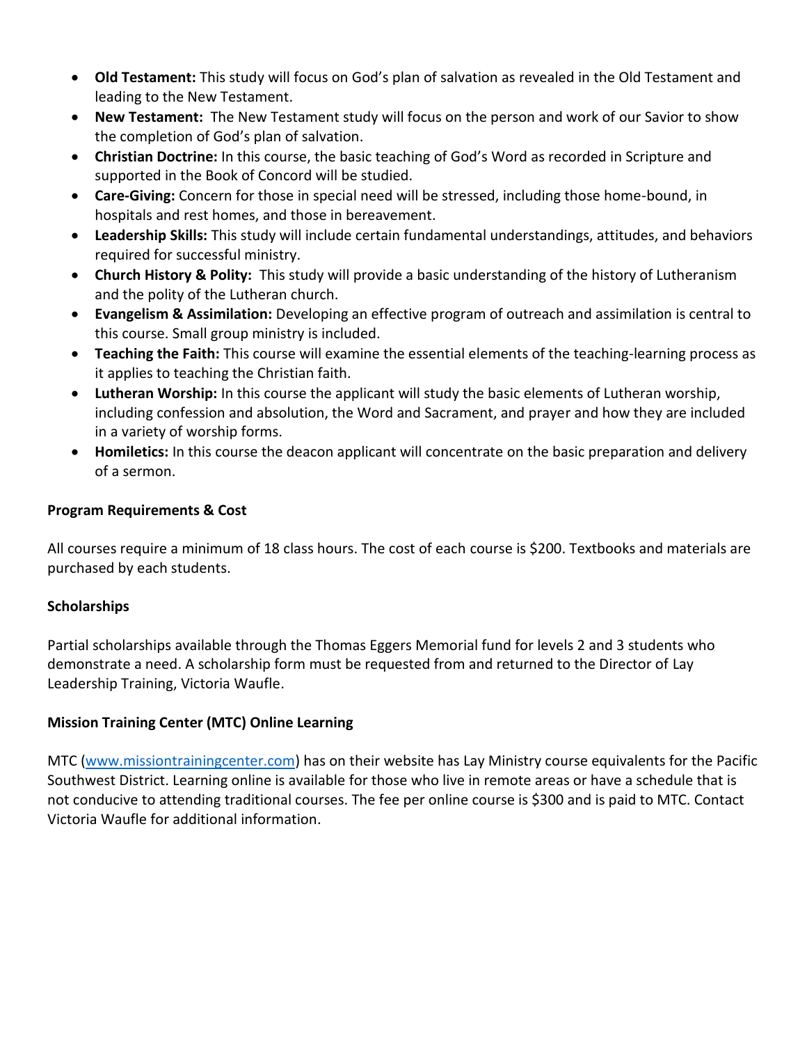- **Old Testament:** This study will focus on God's plan of salvation as revealed in the Old Testament and leading to the New Testament.
- **New Testament:** The New Testament study will focus on the person and work of our Savior to show the completion of God's plan of salvation.
- **Christian Doctrine:** In this course, the basic teaching of God's Word as recorded in Scripture and supported in the Book of Concord will be studied.
- **Care-Giving:** Concern for those in special need will be stressed, including those home-bound, in hospitals and rest homes, and those in bereavement.
- **Leadership Skills:** This study will include certain fundamental understandings, attitudes, and behaviors required for successful ministry.
- **Church History & Polity:** This study will provide a basic understanding of the history of Lutheranism and the polity of the Lutheran church.
- **Evangelism & Assimilation:** Developing an effective program of outreach and assimilation is central to this course. Small group ministry is included.
- **Teaching the Faith:** This course will examine the essential elements of the teaching-learning process as it applies to teaching the Christian faith.
- **Lutheran Worship:** In this course the applicant will study the basic elements of Lutheran worship, including confession and absolution, the Word and Sacrament, and prayer and how they are included in a variety of worship forms.
- **Homiletics:** In this course the deacon applicant will concentrate on the basic preparation and delivery of a sermon.

**Program Requirements & Cost**

All courses require a minimum of 18 class hours. The cost of each course is $200. Textbooks and materials are purchased by each students.

**Scholarships**

Partial scholarships available through the Thomas Eggers Memorial fund for levels 2 and 3 students who demonstrate a need. A scholarship form must be requested from and returned to the Director of Lay Leadership Training, Victoria Waufle.

**Mission Training Center (MTC) Online Learning**

MTC ([www.missiontrainingcenter.com](http://www.missiontrainingcenter.com)) has on their website has Lay Ministry course equivalents for the Pacific Southwest District. Learning online is available for those who live in remote areas or have a schedule that is not conducive to attending traditional courses. The fee per online course is $300 and is paid to MTC. Contact Victoria Waufle for additional information.